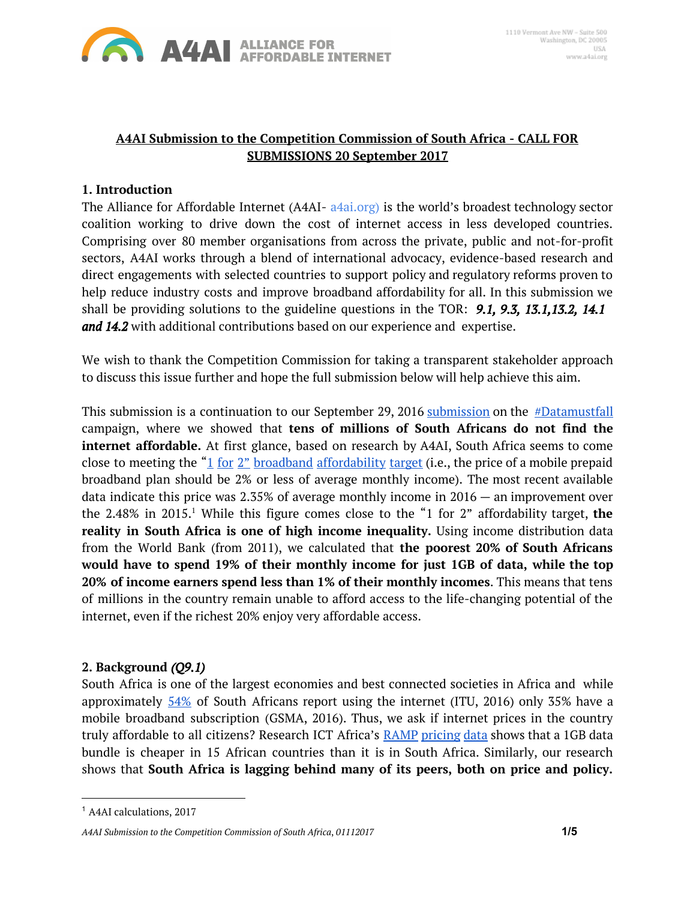**A4AI Submission to the Competition Commission of South Africa - CALL FOR SUBMISSIONS 20 September 2017**

## 1. Introduction

The Alliance for Affordable Internet (A4AI- a4ai.org) is the world's broadest technology sector coalition working to drive down the cost of internet access in less developed countries. Comprising over 80 member organisations from across the private, public and not-for-profit sectors, A4AI works through a blend of international advocacy, evidence-based research and direct engagements with selected countries to support policy and regulatory reforms proven to help reduce industry costs and improve broadband affordability for all. In this submission we shall be providing solutions to the guideline questions in the TOR: ***9.1, 9.3, 13.1,13.2, 14.1 and 14.2*** with additional contributions based on our experience and expertise.

We wish to thank the Competition Commission for taking a transparent stakeholder approach to discuss this issue further and hope the full submission below will help achieve this aim.

This submission is a continuation to our September 29, 2016 submission on the #Datamustfall campaign, where we showed that **tens of millions of South Africans do not find the internet affordable.** At first glance, based on research by A4AI, South Africa seems to come close to meeting the "1 for 2" broadband affordability target (i.e., the price of a mobile prepaid broadband plan should be 2% or less of average monthly income). The most recent available data indicate this price was 2.35% of average monthly income in 2016 — an improvement over the 2.48% in 2015.[1] While this figure comes close to the "1 for 2" affordability target, **the reality in South Africa is one of high income inequality.** Using income distribution data from the World Bank (from 2011), we calculated that **the poorest 20% of South Africans would have to spend 19% of their monthly income for just 1GB of data, while the top 20% of income earners spend less than 1% of their monthly incomes**. This means that tens of millions in the country remain unable to afford access to the life-changing potential of the internet, even if the richest 20% enjoy very affordable access.

## 2. Background *(Q9.1)*

South Africa is one of the largest economies and best connected societies in Africa and while approximately 54% of South Africans report using the internet (ITU, 2016) only 35% have a mobile broadband subscription (GSMA, 2016). Thus, we ask if internet prices in the country truly affordable to all citizens? Research ICT Africa's RAMP pricing data shows that a 1GB data bundle is cheaper in 15 African countries than it is in South Africa. Similarly, our research shows that **South Africa is lagging behind many of its peers, both on price and policy.**

---

[1] A4AI calculations, 2017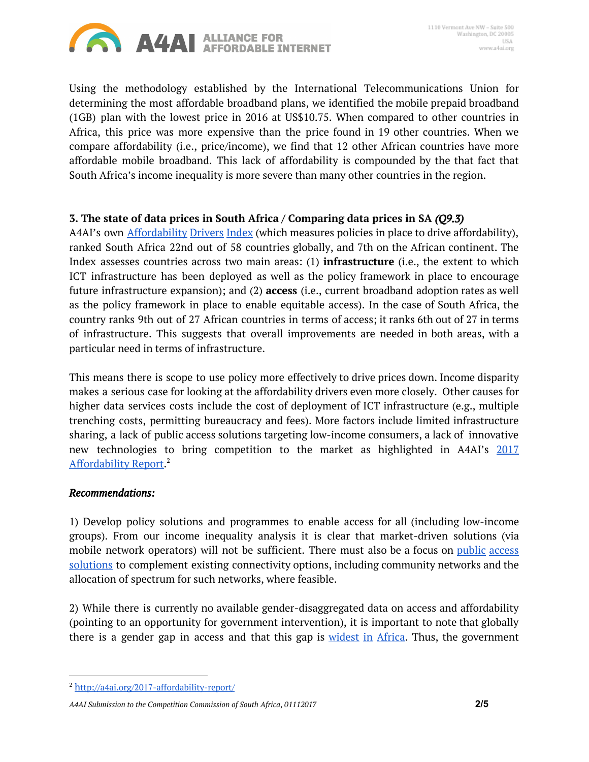Using the methodology established by the International Telecommunications Union for determining the most affordable broadband plans, we identified the mobile prepaid broadband (1GB) plan with the lowest price in 2016 at US$10.75. When compared to other countries in Africa, this price was more expensive than the price found in 19 other countries. When we compare affordability (i.e., price/income), we find that 12 other African countries have more affordable mobile broadband. This lack of affordability is compounded by the that fact that South Africa's income inequality is more severe than many other countries in the region.

### 3. The state of data prices in South Africa / Comparing data prices in SA *(Q9.3)*

A4AI's own Affordability Drivers Index (which measures policies in place to drive affordability), ranked South Africa 22nd out of 58 countries globally, and 7th on the African continent. The Index assesses countries across two main areas: (1) **infrastructure** (i.e., the extent to which ICT infrastructure has been deployed as well as the policy framework in place to encourage future infrastructure expansion); and (2) **access** (i.e., current broadband adoption rates as well as the policy framework in place to enable equitable access). In the case of South Africa, the country ranks 9th out of 27 African countries in terms of access; it ranks 6th out of 27 in terms of infrastructure. This suggests that overall improvements are needed in both areas, with a particular need in terms of infrastructure.

This means there is scope to use policy more effectively to drive prices down. Income disparity makes a serious case for looking at the affordability drivers even more closely. Other causes for higher data services costs include the cost of deployment of ICT infrastructure (e.g., multiple trenching costs, permitting bureaucracy and fees). More factors include limited infrastructure sharing, a lack of public access solutions targeting low-income consumers, a lack of innovative new technologies to bring competition to the market as highlighted in A4AI's 2017 Affordability Report.[2]

***Recommendations:***

1) Develop policy solutions and programmes to enable access for all (including low-income groups). From our income inequality analysis it is clear that market-driven solutions (via mobile network operators) will not be sufficient. There must also be a focus on public access solutions to complement existing connectivity options, including community networks and the allocation of spectrum for such networks, where feasible.

2) While there is currently no available gender-disaggregated data on access and affordability (pointing to an opportunity for government intervention), it is important to note that globally there is a gender gap in access and that this gap is widest in Africa. Thus, the government

[2] http://a4ai.org/2017-affordability-report/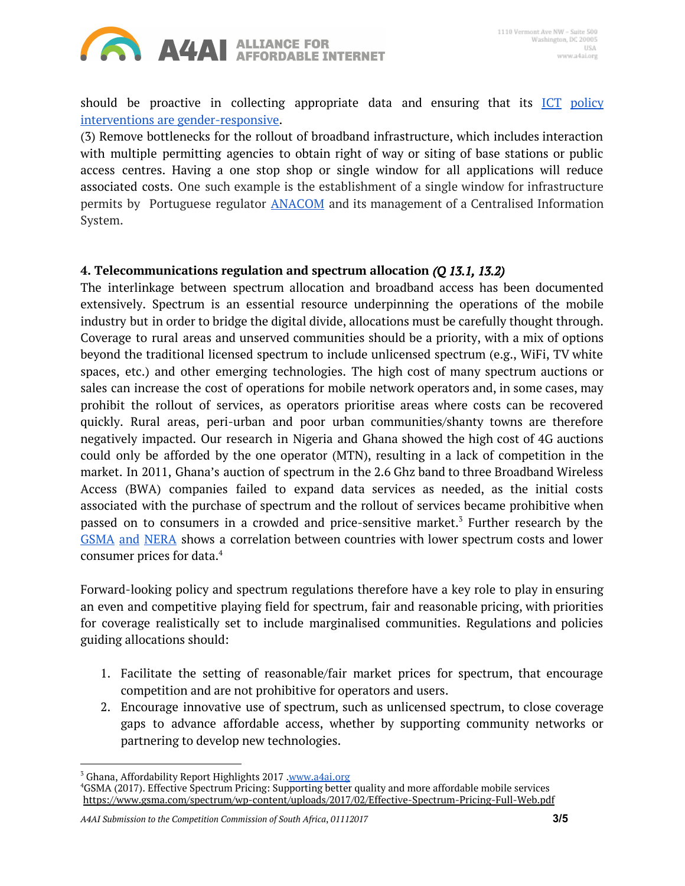should be proactive in collecting appropriate data and ensuring that its ICT policy interventions are gender-responsive.

(3) Remove bottlenecks for the rollout of broadband infrastructure, which includes interaction with multiple permitting agencies to obtain right of way or siting of base stations or public access centres. Having a one stop shop or single window for all applications will reduce associated costs. One such example is the establishment of a single window for infrastructure permits by Portuguese regulator ANACOM and its management of a Centralised Information System.

### 4. Telecommunications regulation and spectrum allocation *(Q 13.1, 13.2)*

The interlinkage between spectrum allocation and broadband access has been documented extensively. Spectrum is an essential resource underpinning the operations of the mobile industry but in order to bridge the digital divide, allocations must be carefully thought through. Coverage to rural areas and unserved communities should be a priority, with a mix of options beyond the traditional licensed spectrum to include unlicensed spectrum (e.g., WiFi, TV white spaces, etc.) and other emerging technologies. The high cost of many spectrum auctions or sales can increase the cost of operations for mobile network operators and, in some cases, may prohibit the rollout of services, as operators prioritise areas where costs can be recovered quickly. Rural areas, peri-urban and poor urban communities/shanty towns are therefore negatively impacted. Our research in Nigeria and Ghana showed the high cost of 4G auctions could only be afforded by the one operator (MTN), resulting in a lack of competition in the market. In 2011, Ghana's auction of spectrum in the 2.6 Ghz band to three Broadband Wireless Access (BWA) companies failed to expand data services as needed, as the initial costs associated with the purchase of spectrum and the rollout of services became prohibitive when passed on to consumers in a crowded and price-sensitive market.[3] Further research by the GSMA and NERA shows a correlation between countries with lower spectrum costs and lower consumer prices for data.[4]

Forward-looking policy and spectrum regulations therefore have a key role to play in ensuring an even and competitive playing field for spectrum, fair and reasonable pricing, with priorities for coverage realistically set to include marginalised communities. Regulations and policies guiding allocations should:

1. Facilitate the setting of reasonable/fair market prices for spectrum, that encourage competition and are not prohibitive for operators and users.
2. Encourage innovative use of spectrum, such as unlicensed spectrum, to close coverage gaps to advance affordable access, whether by supporting community networks or partnering to develop new technologies.

---

[3] Ghana, Affordability Report Highlights 2017 .www.a4ai.org

[4] GSMA (2017). Effective Spectrum Pricing: Supporting better quality and more affordable mobile services https://www.gsma.com/spectrum/wp-content/uploads/2017/02/Effective-Spectrum-Pricing-Full-Web.pdf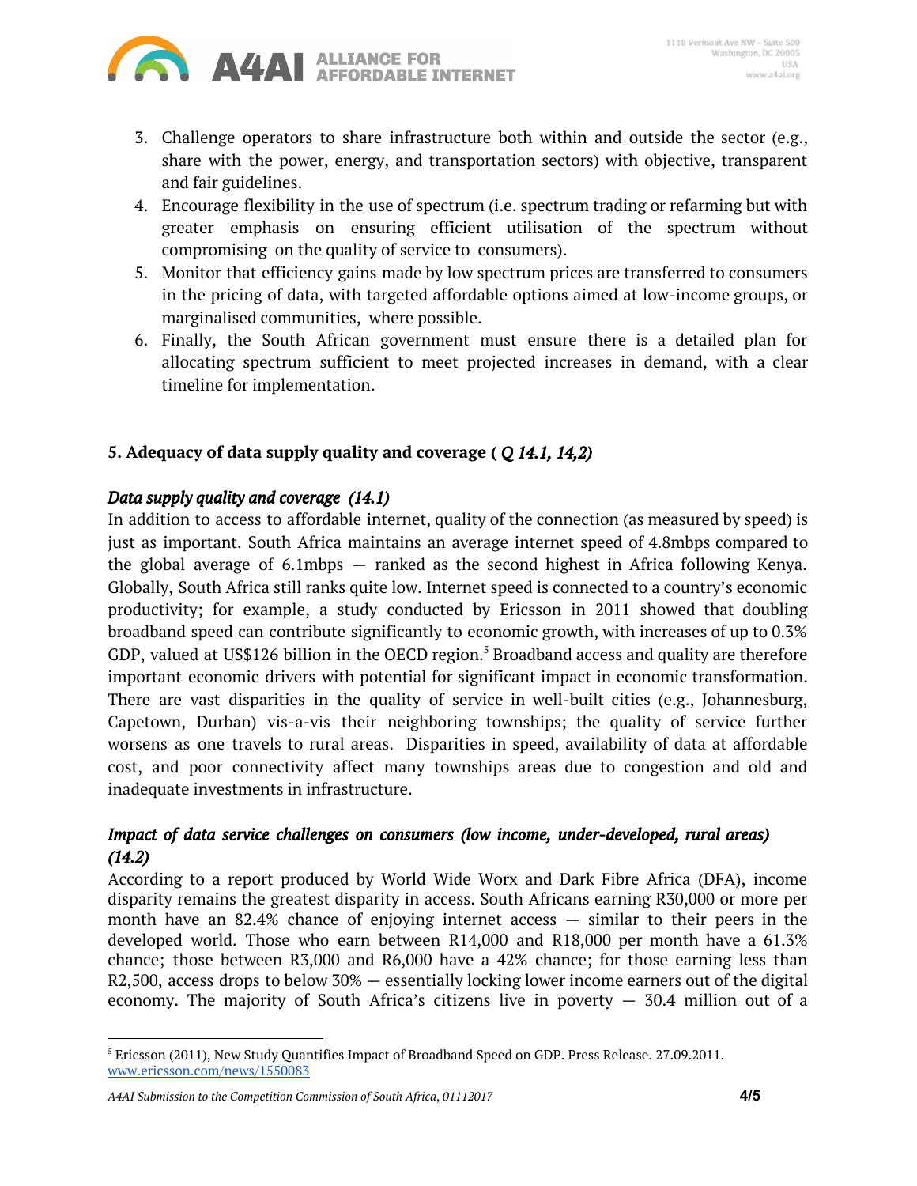3. Challenge operators to share infrastructure both within and outside the sector (e.g., share with the power, energy, and transportation sectors) with objective, transparent and fair guidelines.
4. Encourage flexibility in the use of spectrum (i.e. spectrum trading or refarming but with greater emphasis on ensuring efficient utilisation of the spectrum without compromising on the quality of service to consumers).
5. Monitor that efficiency gains made by low spectrum prices are transferred to consumers in the pricing of data, with targeted affordable options aimed at low-income groups, or marginalised communities, where possible.
6. Finally, the South African government must ensure there is a detailed plan for allocating spectrum sufficient to meet projected increases in demand, with a clear timeline for implementation.

## 5. Adequacy of data supply quality and coverage ( *Q 14.1, 14,2)*

### *Data supply quality and coverage (14.1)*

In addition to access to affordable internet, quality of the connection (as measured by speed) is just as important. South Africa maintains an average internet speed of 4.8mbps compared to the global average of 6.1mbps — ranked as the second highest in Africa following Kenya. Globally, South Africa still ranks quite low. Internet speed is connected to a country's economic productivity; for example, a study conducted by Ericsson in 2011 showed that doubling broadband speed can contribute significantly to economic growth, with increases of up to 0.3% GDP, valued at US$126 billion in the OECD region.[5] Broadband access and quality are therefore important economic drivers with potential for significant impact in economic transformation. There are vast disparities in the quality of service in well-built cities (e.g., Johannesburg, Capetown, Durban) vis-a-vis their neighboring townships; the quality of service further worsens as one travels to rural areas. Disparities in speed, availability of data at affordable cost, and poor connectivity affect many townships areas due to congestion and old and inadequate investments in infrastructure.

### *Impact of data service challenges on consumers (low income, under-developed, rural areas) (14.2)*

According to a report produced by World Wide Worx and Dark Fibre Africa (DFA), income disparity remains the greatest disparity in access. South Africans earning R30,000 or more per month have an 82.4% chance of enjoying internet access — similar to their peers in the developed world. Those who earn between R14,000 and R18,000 per month have a 61.3% chance; those between R3,000 and R6,000 have a 42% chance; for those earning less than R2,500, access drops to below 30% — essentially locking lower income earners out of the digital economy. The majority of South Africa's citizens live in poverty — 30.4 million out of a

---

[5] Ericsson (2011), New Study Quantifies Impact of Broadband Speed on GDP. Press Release. 27.09.2011. www.ericsson.com/news/1550083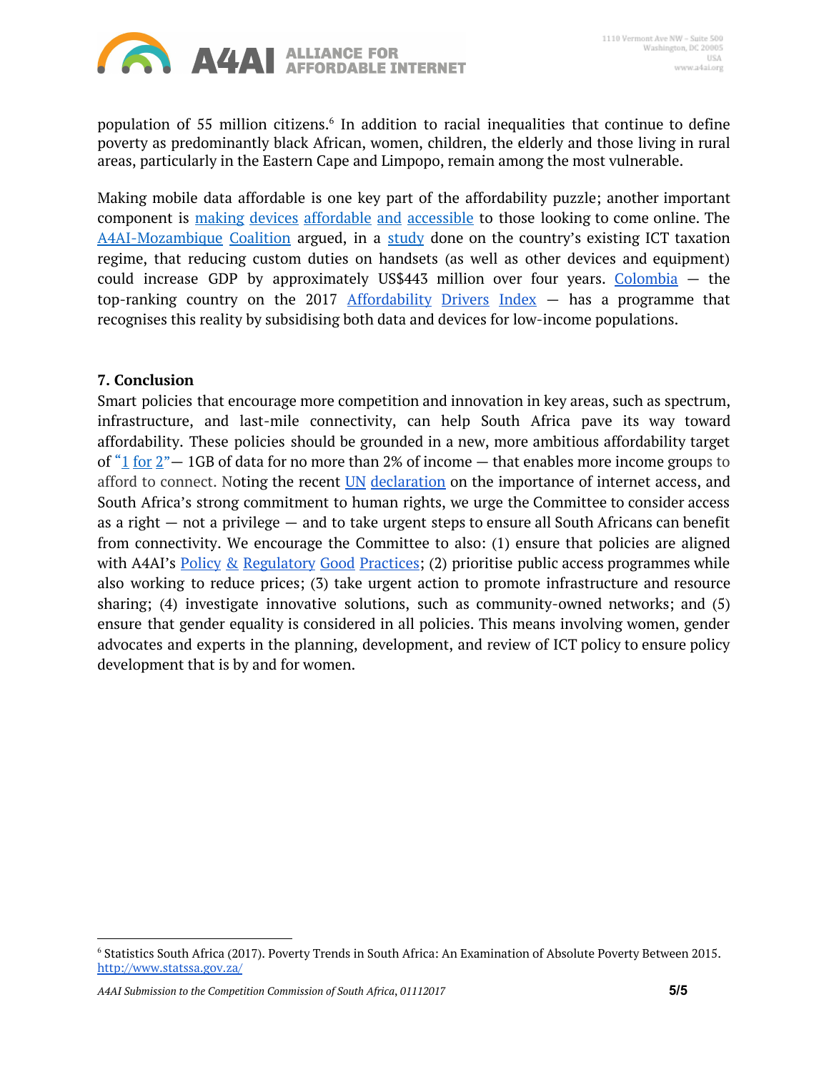population of 55 million citizens.[6] In addition to racial inequalities that continue to define poverty as predominantly black African, women, children, the elderly and those living in rural areas, particularly in the Eastern Cape and Limpopo, remain among the most vulnerable.

Making mobile data affordable is one key part of the affordability puzzle; another important component is making devices affordable and accessible to those looking to come online. The A4AI-Mozambique Coalition argued, in a study done on the country's existing ICT taxation regime, that reducing custom duties on handsets (as well as other devices and equipment) could increase GDP by approximately US$443 million over four years. Colombia — the top-ranking country on the 2017 Affordability Drivers Index — has a programme that recognises this reality by subsidising both data and devices for low-income populations.

**7. Conclusion**

Smart policies that encourage more competition and innovation in key areas, such as spectrum, infrastructure, and last-mile connectivity, can help South Africa pave its way toward affordability. These policies should be grounded in a new, more ambitious affordability target of "1 for 2"— 1GB of data for no more than 2% of income — that enables more income groups to afford to connect. Noting the recent UN declaration on the importance of internet access, and South Africa's strong commitment to human rights, we urge the Committee to consider access as a right — not a privilege — and to take urgent steps to ensure all South Africans can benefit from connectivity. We encourage the Committee to also: (1) ensure that policies are aligned with A4AI's Policy & Regulatory Good Practices; (2) prioritise public access programmes while also working to reduce prices; (3) take urgent action to promote infrastructure and resource sharing; (4) investigate innovative solutions, such as community-owned networks; and (5) ensure that gender equality is considered in all policies. This means involving women, gender advocates and experts in the planning, development, and review of ICT policy to ensure policy development that is by and for women.

---

[6] Statistics South Africa (2017). Poverty Trends in South Africa: An Examination of Absolute Poverty Between 2015. http://www.statssa.gov.za/